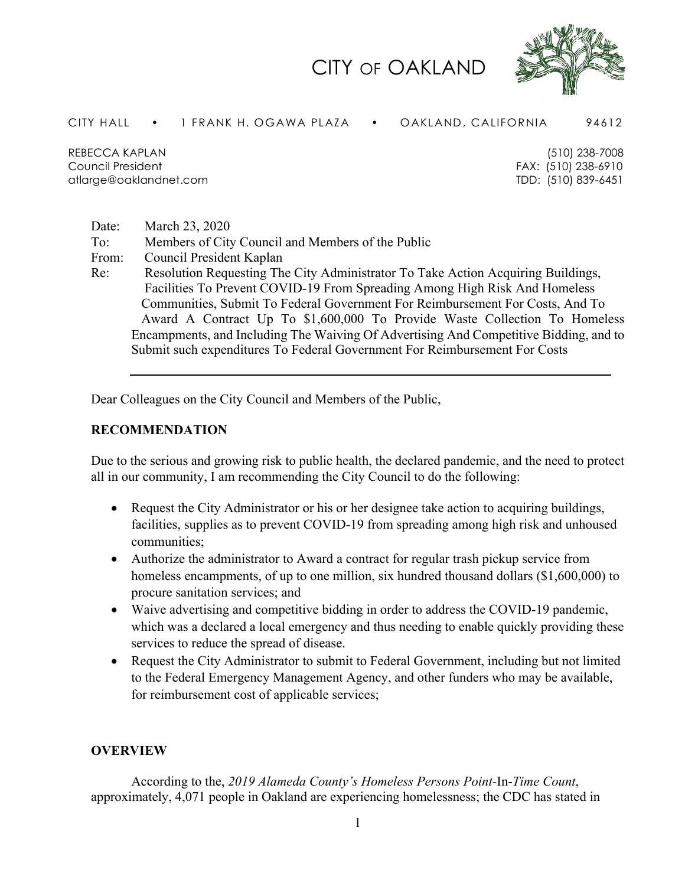# CITY OF OAKLAND

CITY HALL • 1 FRANK H. OGAWA PLAZA • OAKLAND, CALIFORNIA 94612

REBECCA KAPLAN
Council President
atlarge@oaklandnet.com

(510) 238-7008
FAX: (510) 238-6910
TDD: (510) 839-6451

Date: March 23, 2020
To: Members of City Council and Members of the Public
From: Council President Kaplan
Re: Resolution Requesting The City Administrator To Take Action Acquiring Buildings, Facilities To Prevent COVID-19 From Spreading Among High Risk And Homeless Communities, Submit To Federal Government For Reimbursement For Costs, And To Award A Contract Up To $1,600,000 To Provide Waste Collection To Homeless Encampments, and Including The Waiving Of Advertising And Competitive Bidding, and to Submit such expenditures To Federal Government For Reimbursement For Costs

---

Dear Colleagues on the City Council and Members of the Public,

**RECOMMENDATION**

Due to the serious and growing risk to public health, the declared pandemic, and the need to protect all in our community, I am recommending the City Council to do the following:

- Request the City Administrator or his or her designee take action to acquiring buildings, facilities, supplies as to prevent COVID-19 from spreading among high risk and unhoused communities;
- Authorize the administrator to Award a contract for regular trash pickup service from homeless encampments, of up to one million, six hundred thousand dollars ($1,600,000) to procure sanitation services; and
- Waive advertising and competitive bidding in order to address the COVID-19 pandemic, which was a declared a local emergency and thus needing to enable quickly providing these services to reduce the spread of disease.
- Request the City Administrator to submit to Federal Government, including but not limited to the Federal Emergency Management Agency, and other funders who may be available, for reimbursement cost of applicable services;

**OVERVIEW**

According to the, *2019 Alameda County's Homeless Persons Point*-In-*Time Count*, approximately, 4,071 people in Oakland are experiencing homelessness; the CDC has stated in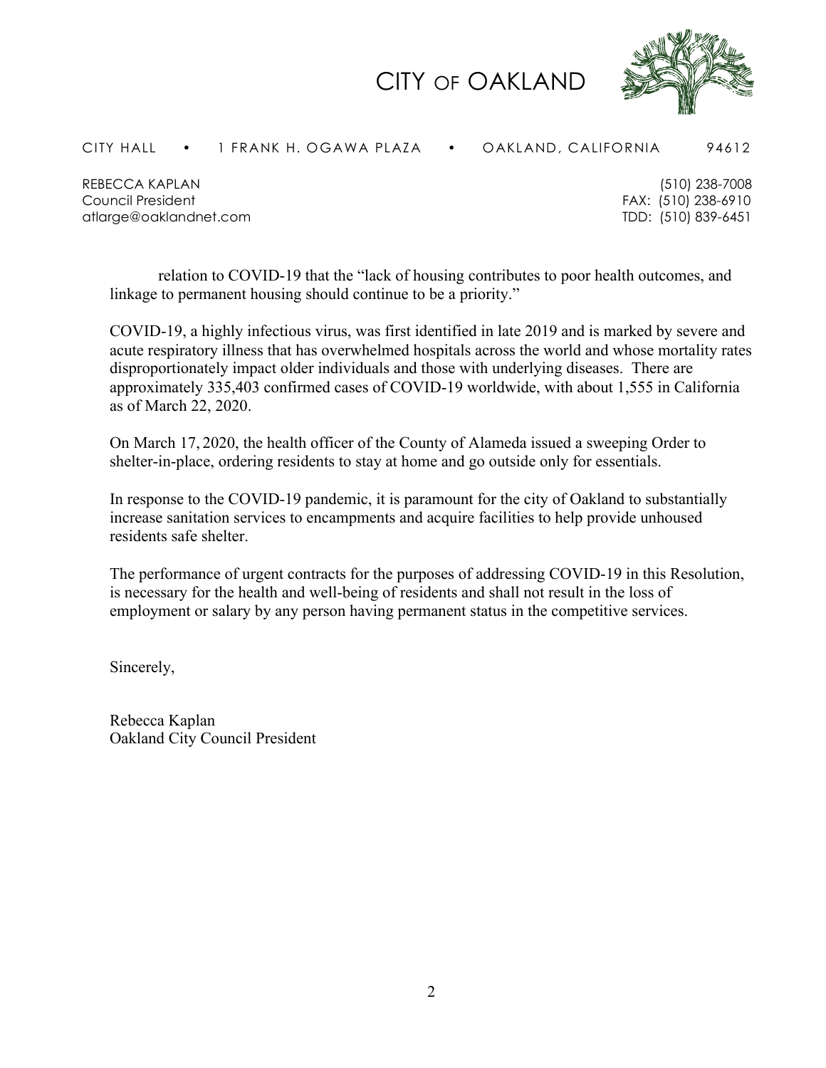# CITY OF OAKLAND

CITY HALL • 1 FRANK H. OGAWA PLAZA • OAKLAND, CALIFORNIA 94612

REBECCA KAPLAN
Council President
atlarge@oaklandnet.com

(510) 238-7008
FAX: (510) 238-6910
TDD: (510) 839-6451

relation to COVID-19 that the "lack of housing contributes to poor health outcomes, and linkage to permanent housing should continue to be a priority."

COVID-19, a highly infectious virus, was first identified in late 2019 and is marked by severe and acute respiratory illness that has overwhelmed hospitals across the world and whose mortality rates disproportionately impact older individuals and those with underlying diseases. There are approximately 335,403 confirmed cases of COVID-19 worldwide, with about 1,555 in California as of March 22, 2020.

On March 17, 2020, the health officer of the County of Alameda issued a sweeping Order to shelter-in-place, ordering residents to stay at home and go outside only for essentials.

In response to the COVID-19 pandemic, it is paramount for the city of Oakland to substantially increase sanitation services to encampments and acquire facilities to help provide unhoused residents safe shelter.

The performance of urgent contracts for the purposes of addressing COVID-19 in this Resolution, is necessary for the health and well-being of residents and shall not result in the loss of employment or salary by any person having permanent status in the competitive services.

Sincerely,

Rebecca Kaplan
Oakland City Council President